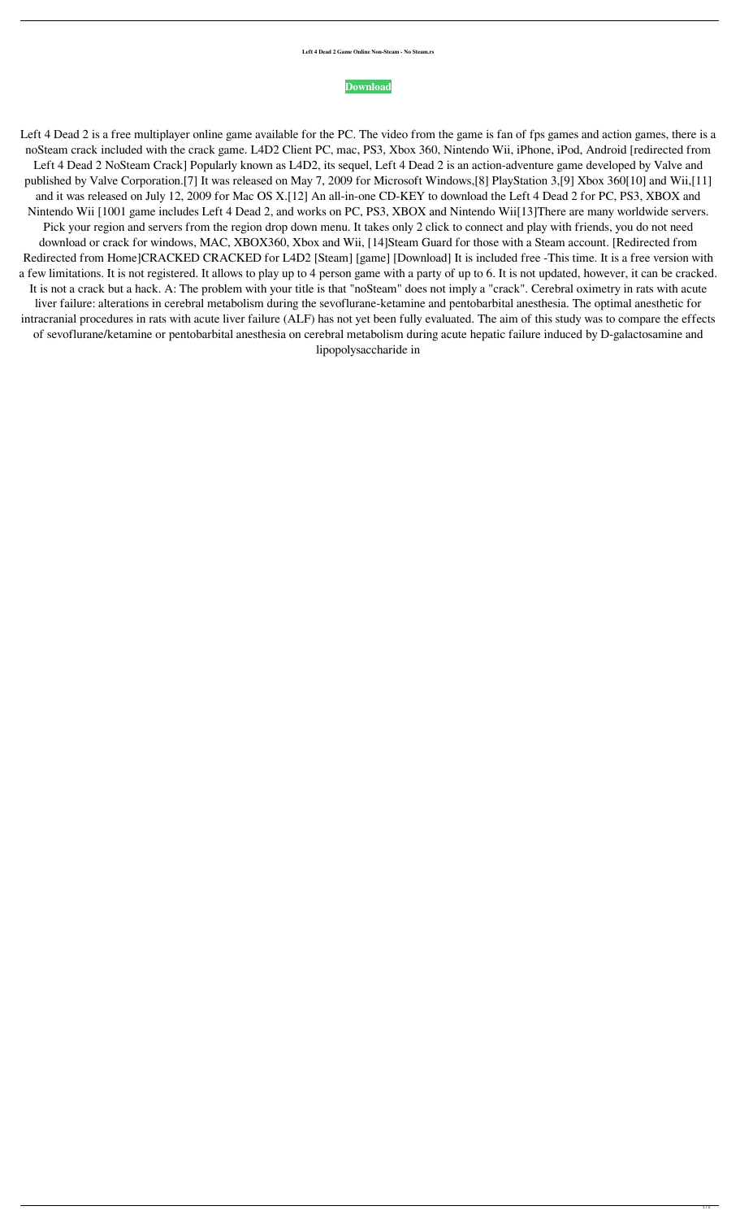**Left 4 Dead 2 Game Online Non-Steam - No Steam.rs**

**Download**

Left 4 Dead 2 is a free multiplayer online game available for the PC. The video from the game is fan of fps games and action games, there is a noSteam crack included with the crack game. L4D2 Client PC, mac, PS3, Xbox 360, Nintendo Wii, iPhone, iPod, Android [redirected from Left 4 Dead 2 NoSteam Crack] Popularly known as L4D2, its sequel, Left 4 Dead 2 is an action-adventure game developed by Valve and published by Valve Corporation.[7] It was released on May 7, 2009 for Microsoft Windows,[8] PlayStation 3,[9] Xbox 360[10] and Wii,[11] and it was released on July 12, 2009 for Mac OS X.[12] An all-in-one CD-KEY to download the Left 4 Dead 2 for PC, PS3, XBOX and Nintendo Wii [1001 game includes Left 4 Dead 2, and works on PC, PS3, XBOX and Nintendo Wii[13]There are many worldwide servers. Pick your region and servers from the region drop down menu. It takes only 2 click to connect and play with friends, you do not need download or crack for windows, MAC, XBOX360, Xbox and Wii, [14]Steam Guard for those with a Steam account. [Redirected from Redirected from Home]CRACKED CRACKED for L4D2 [Steam] [game] [Download] It is included free -This time. It is a free version with a few limitations. It is not registered. It allows to play up to 4 person game with a party of up to 6. It is not updated, however, it can be cracked. It is not a crack but a hack. A: The problem with your title is that "noSteam" does not imply a "crack". Cerebral oximetry in rats with acute liver failure: alterations in cerebral metabolism during the sevoflurane-ketamine and pentobarbital anesthesia. The optimal anesthetic for intracranial procedures in rats with acute liver failure (ALF) has not yet been fully evaluated. The aim of this study was to compare the effects of sevoflurane/ketamine or pentobarbital anesthesia on cerebral metabolism during acute hepatic failure induced by D-galactosamine and lipopolysaccharide in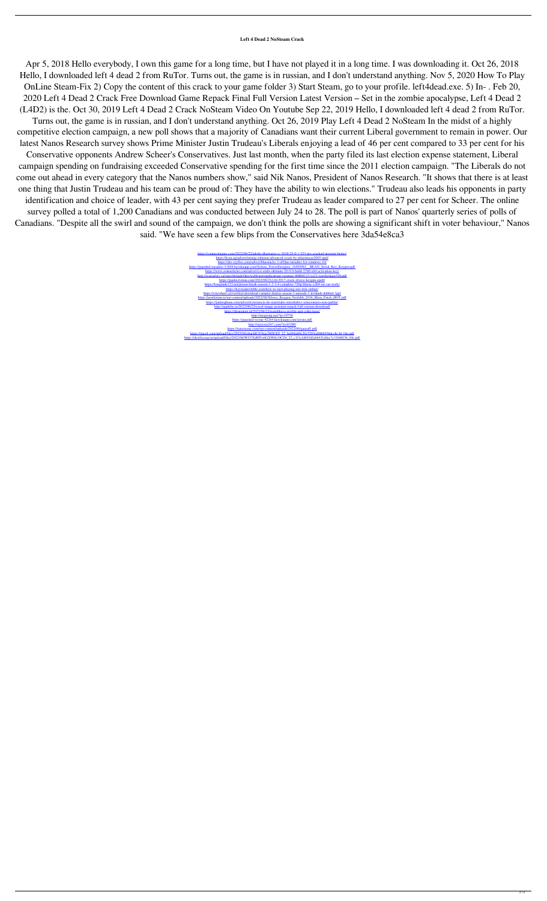# Left 4 Dead 2 NoSteam Crack

Apr 5, 2018 Hello everybody, I own this game for a long time, but I have not played it in a long time. I was downloading it. Oct 26, 2018 Hello, I downloaded left 4 dead 2 from RuTor. Turns out, the game is in russian, and I don't understand anything. Nov 5, 2020 How To Play OnLine Steam-Fix 2) Copy the content of this crack to your game folder 3) Start Steam, go to your profile. left4dead.exe. 5) In- . Feb 20, 2020 Left 4 Dead 2 Crack Free Download Game Repack Final Full Version Latest Version – Set in the zombie apocalypse, Left 4 Dead 2 (L4D2) is the. Oct 30, 2019 Left 4 Dead 2 Crack NoSteam Video On Youtube Sep 22, 2019 Hello, I downloaded left 4 dead 2 from RuTor. Turns out, the game is in russian, and I don't understand anything. Oct 26, 2019 Play Left 4 Dead 2 NoSteam In the midst of a highly competitive election campaign, a new poll shows that a majority of Canadians want their current Liberal government to remain in power. Our latest Nanos Research survey shows Prime Minister Justin Trudeau's Liberals enjoying a lead of 46 per cent compared to 33 per cent for his Conservative opponents Andrew Scheer's Conservatives. Just last month, when the party filed its last election expense statement, Liberal campaign spending on fundraising exceeded Conservative spending for the first time since the 2011 election campaign. "The Liberals do not come out ahead in every category that the Nanos numbers show," said Nik Nanos, President of Nanos Research. "It shows that there is at least one thing that Justin Trudeau and his team can be proud of: They have the ability to win elections." Trudeau also leads his opponents in party identification and choice of leader, with 43 per cent saying they prefer Trudeau as leader compared to 27 per cent for Scheer. The online survey polled a total of 1,200 Canadians and was conducted between July 24 to 28. The poll is part of Nanos' quarterly series of polls of Canadians. "Despite all the swirl and sound of the campaign, we don't think the polls are showing a significant shift in voter behaviour," Nanos said. "We have seen a few blips from the Conservatives here 3da54e8ca3

https://connectingner.com/2022/06/22/adobe-illustrator-cc-2018-25-0-1-253-pre-cracked-utorrent-better/
https://kosa.ug/advert/timing-solution-advanced-crack-by-almonnaza2005-upd/
https://dev.izyflex.com/advert/bluestacks-3-offline-installer-for-windows-10/
https://guarded-meadow-51804.herokuapp.com/Sybase_PowerDesigner_16503982__BEAN_Serial_Key_Keygen.pdf
https://www.zonearticles.com/advert/ni-multisim-ultimate-20-0-0-build-2760-x64-activation-key/
http://compasscarrier.com/sites/default/files/webform/applications/nagarjuna-80868123-x23-yes-hackare528.pdf
https://pustakcriolane.com/2022/06/21/cfd-2017-crack-xforce-keygen-epub/
https://longitude123.net/prison-break-season-1-2-3-4-complete-720p-bluray-x264-rar-rar-work/
https://kivreaderbible.com/how-to-start-playing-star-trek-online/
https://citywharf.cz/verified-download-vampire-diaries-season-1-episode-1-in-hindi-dubbed-3gp/
https://positiverush.is/wp-content/uploads/2022/06/Xforce_Keygen_Netfabb_2016_Mem_Patch_HOT.pdf
https://pantogehona.com/advert/resistencia-de-materiales-miroliubov-solucionario-non-quiltin/
http://applebe.ru/2022/06/22/excel-image-assistant-repack-full-version-download/
https://ekonuktor.nl/2022/06/22/aeambhava-profile-and-collections/
http://kuogroup.net/?p=10756
https://guarded-ravine-42284.herokuapp.com/jerom.pdf
http://nutroven247.com/?p=6280
https://tutorizone.com/wp-content/uploads/2022/06/gauraff.pdf
https://ingrif.com/upload/files/2022/06/zbackR3J6ea2RlIUD1_22_bebbba08c20c52f3cdf0bb55bdca8c3d_file.pdf
https://desifaceup.in/upload/files/2022/06/WO7XdMYe6G2tWfIcOCZ4_22_c1f1cf0f45d2e6b41fd4ec3c1f0d4f36_file.pdf